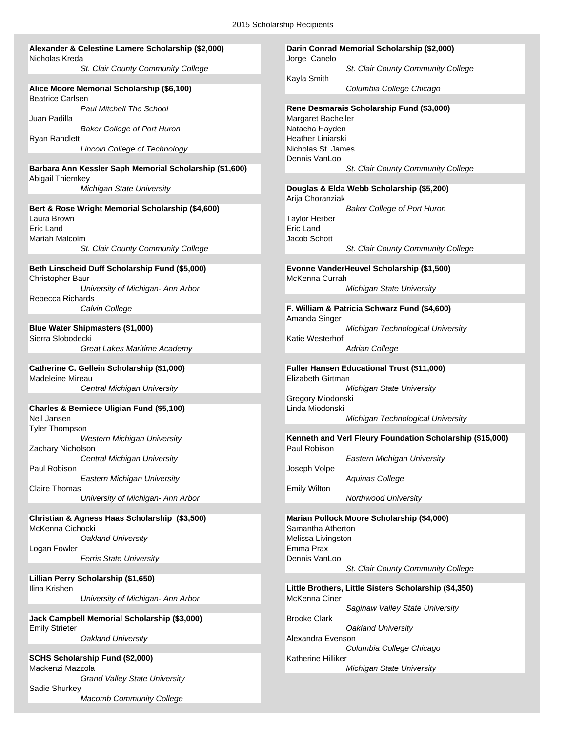# 2015 Scholarship Recipients

**Alexander & Celestine Lamere Scholarship ($2,000)**
Nicholas Kreda
*St. Clair County Community College*

**Alice Moore Memorial Scholarship ($6,100)**
Beatrice Carlsen
*Paul Mitchell The School*
Juan Padilla
*Baker College of Port Huron*
Ryan Randlett
*Lincoln College of Technology*

**Barbara Ann Kessler Saph Memorial Scholarship ($1,600)**
Abigail Thiemkey
*Michigan State University*

**Bert & Rose Wright Memorial Scholarship ($4,600)**
Laura Brown
Eric Land
Mariah Malcolm
*St. Clair County Community College*

**Beth Linscheid Duff Scholarship Fund ($5,000)**
Christopher Baur
*University of Michigan- Ann Arbor*
Rebecca Richards
*Calvin College*

**Blue Water Shipmasters ($1,000)**
Sierra Slobodecki
*Great Lakes Maritime Academy*

**Catherine C. Gellein Scholarship ($1,000)**
Madeleine Mireau
*Central Michigan University*

**Charles & Berniece Uligian Fund ($5,100)**
Neil Jansen
Tyler Thompson
*Western Michigan University*
Zachary Nicholson
*Central Michigan University*
Paul Robison
*Eastern Michigan University*
Claire Thomas
*University of Michigan- Ann Arbor*

**Christian & Agness Haas Scholarship ($3,500)**
McKenna Cichocki
*Oakland University*
Logan Fowler
*Ferris State University*

**Lillian Perry Scholarship ($1,650)**
Ilina Krishen
*University of Michigan- Ann Arbor*

**Jack Campbell Memorial Scholarship ($3,000)**
Emily Strieter
*Oakland University*

**SCHS Scholarship Fund ($2,000)**
Mackenzi Mazzola
*Grand Valley State University*
Sadie Shurkey
*Macomb Community College*

**Darin Conrad Memorial Scholarship ($2,000)**
Jorge Canelo
*St. Clair County Community College*
Kayla Smith
*Columbia College Chicago*

**Rene Desmarais Scholarship Fund ($3,000)**
Margaret Bacheller
Natacha Hayden
Heather Liniarski
Nicholas St. James
Dennis VanLoo
*St. Clair County Community College*

**Douglas & Elda Webb Scholarship ($5,200)**
Arija Choranziak
*Baker College of Port Huron*
Taylor Herber
Eric Land
Jacob Schott
*St. Clair County Community College*

**Evonne VanderHeuvel Scholarship ($1,500)**
McKenna Currah
*Michigan State University*

**F. William & Patricia Schwarz Fund ($4,600)**
Amanda Singer
*Michigan Technological University*
Katie Westerhof
*Adrian College*

**Fuller Hansen Educational Trust ($11,000)**
Elizabeth Girtman
*Michigan State University*
Gregory Miodonski
Linda Miodonski
*Michigan Technological University*

**Kenneth and Verl Fleury Foundation Scholarship ($15,000)**
Paul Robison
*Eastern Michigan University*
Joseph Volpe
*Aquinas College*
Emily Wilton
*Northwood University*

**Marian Pollock Moore Scholarship ($4,000)**
Samantha Atherton
Melissa Livingston
Emma Prax
Dennis VanLoo
*St. Clair County Community College*

**Little Brothers, Little Sisters Scholarship ($4,350)**
McKenna Ciner
*Saginaw Valley State University*
Brooke Clark
*Oakland University*
Alexandra Evenson
*Columbia College Chicago*
Katherine Hilliker
*Michigan State University*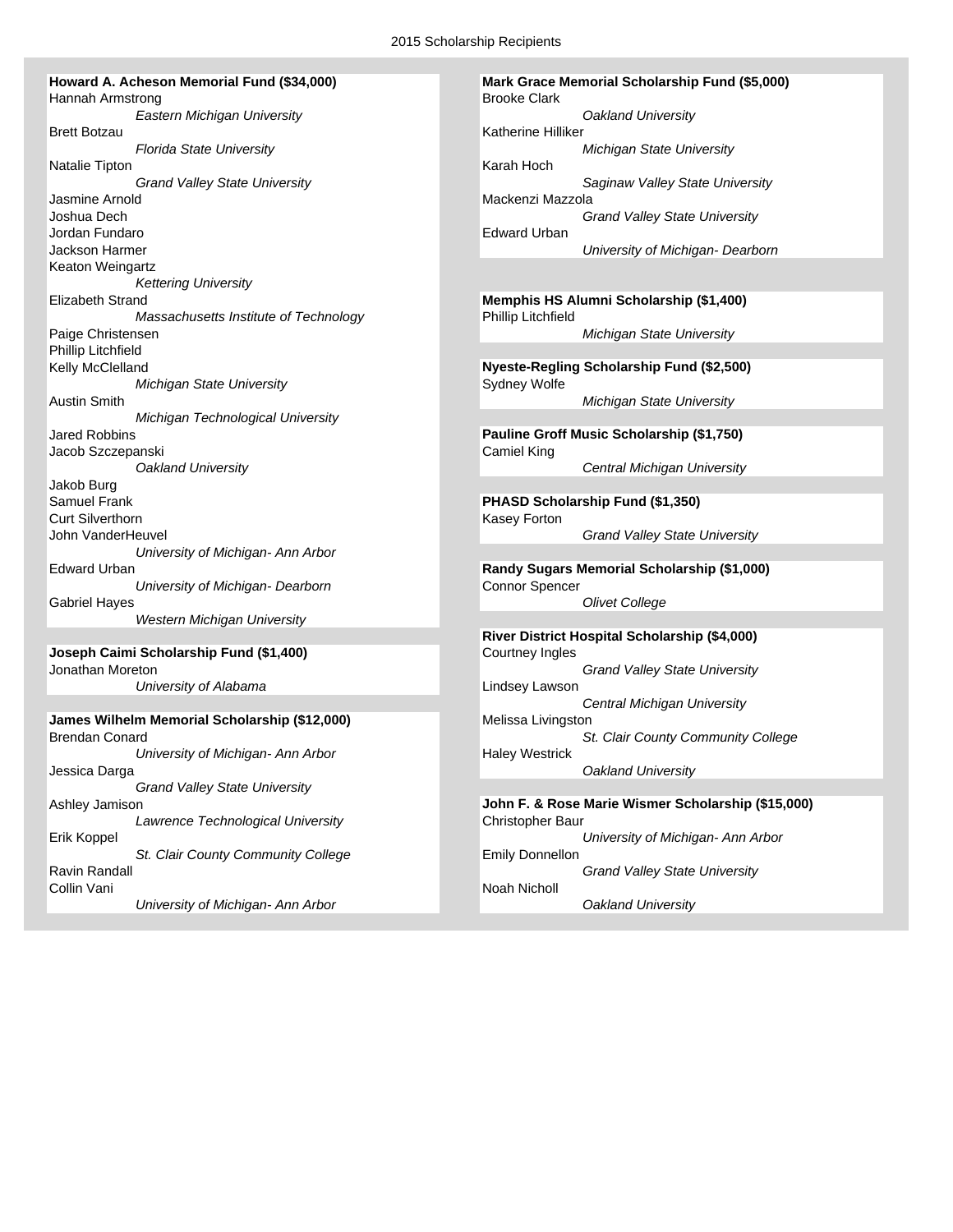# 2015 Scholarship Recipients

**Howard A. Acheson Memorial Fund ($34,000)**

Hannah Armstrong
*Eastern Michigan University*
Brett Botzau
*Florida State University*
Natalie Tipton
*Grand Valley State University*
Jasmine Arnold
Joshua Dech
Jordan Fundaro
Jackson Harmer
Keaton Weingartz
*Kettering University*
Elizabeth Strand
*Massachusetts Institute of Technology*
Paige Christensen
Phillip Litchfield
Kelly McClelland
*Michigan State University*
Austin Smith
*Michigan Technological University*
Jared Robbins
Jacob Szczepanski
*Oakland University*
Jakob Burg
Samuel Frank
Curt Silverthorn
John VanderHeuvel
*University of Michigan- Ann Arbor*
Edward Urban
*University of Michigan- Dearborn*
Gabriel Hayes
*Western Michigan University*

**Joseph Caimi Scholarship Fund ($1,400)**

Jonathan Moreton
*University of Alabama*

**James Wilhelm Memorial Scholarship ($12,000)**

Brendan Conard
*University of Michigan- Ann Arbor*
Jessica Darga
*Grand Valley State University*
Ashley Jamison
*Lawrence Technological University*
Erik Koppel
*St. Clair County Community College*
Ravin Randall
Collin Vani
*University of Michigan- Ann Arbor*

**Mark Grace Memorial Scholarship Fund ($5,000)**

Brooke Clark
*Oakland University*
Katherine Hilliker
*Michigan State University*
Karah Hoch
*Saginaw Valley State University*
Mackenzi Mazzola
*Grand Valley State University*
Edward Urban
*University of Michigan- Dearborn*

**Memphis HS Alumni Scholarship ($1,400)**

Phillip Litchfield
*Michigan State University*

**Nyeste-Regling Scholarship Fund ($2,500)**

Sydney Wolfe
*Michigan State University*

**Pauline Groff Music Scholarship ($1,750)**

Camiel King
*Central Michigan University*

**PHASD Scholarship Fund ($1,350)**

Kasey Forton
*Grand Valley State University*

**Randy Sugars Memorial Scholarship ($1,000)**

Connor Spencer
*Olivet College*

**River District Hospital Scholarship ($4,000)**

Courtney Ingles
*Grand Valley State University*
Lindsey Lawson
*Central Michigan University*
Melissa Livingston
*St. Clair County Community College*
Haley Westrick
*Oakland University*

**John F. & Rose Marie Wismer Scholarship ($15,000)**

Christopher Baur
*University of Michigan- Ann Arbor*
Emily Donnellon
*Grand Valley State University*
Noah Nicholl
*Oakland University*